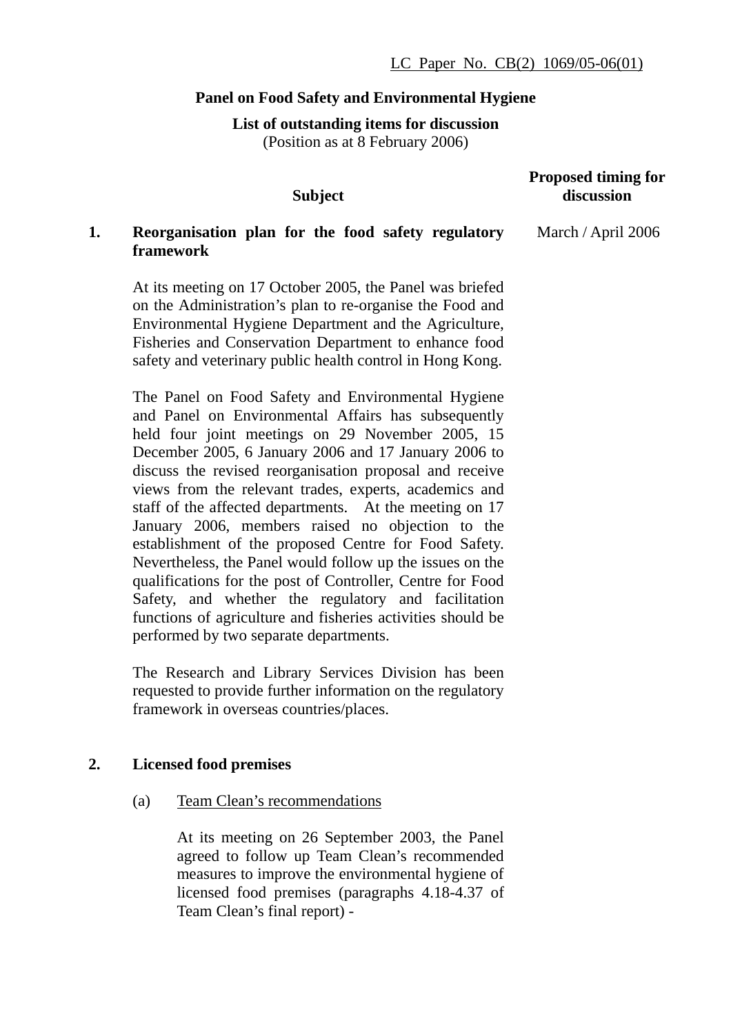LC Paper No. CB(2) 1069/05-06(01)

**Panel on Food Safety and Environmental Hygiene**

**List of outstanding items for discussion**
(Position as at 8 February 2006)

| | **Subject** | **Proposed timing for discussion** |
|---|---|---|
| **1.** | **Reorganisation plan for the food safety regulatory framework** | March / April 2006 |

At its meeting on 17 October 2005, the Panel was briefed on the Administration's plan to re-organise the Food and Environmental Hygiene Department and the Agriculture, Fisheries and Conservation Department to enhance food safety and veterinary public health control in Hong Kong.

The Panel on Food Safety and Environmental Hygiene and Panel on Environmental Affairs has subsequently held four joint meetings on 29 November 2005, 15 December 2005, 6 January 2006 and 17 January 2006 to discuss the revised reorganisation proposal and receive views from the relevant trades, experts, academics and staff of the affected departments. At the meeting on 17 January 2006, members raised no objection to the establishment of the proposed Centre for Food Safety. Nevertheless, the Panel would follow up the issues on the qualifications for the post of Controller, Centre for Food Safety, and whether the regulatory and facilitation functions of agriculture and fisheries activities should be performed by two separate departments.

The Research and Library Services Division has been requested to provide further information on the regulatory framework in overseas countries/places.

**2. Licensed food premises**

(a) Team Clean's recommendations

At its meeting on 26 September 2003, the Panel agreed to follow up Team Clean's recommended measures to improve the environmental hygiene of licensed food premises (paragraphs 4.18-4.37 of Team Clean's final report) -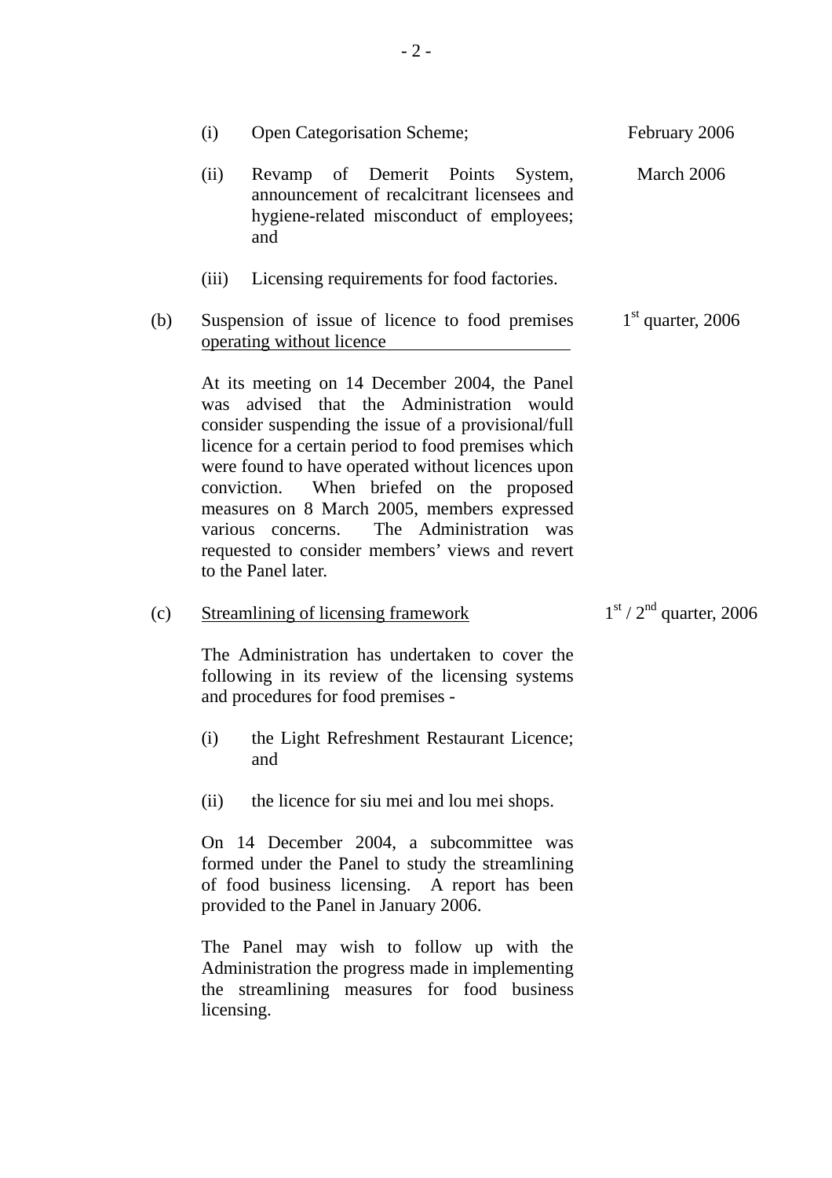| | | | |
|---|---|---|---|
| | (i) | Open Categorisation Scheme; | February 2006 |
| | (ii) | Revamp of Demerit Points System, announcement of recalcitrant licensees and hygiene-related misconduct of employees; and | March 2006 |
| | (iii) | Licensing requirements for food factories. | |

(b) Suspension of issue of licence to food premises operating without licence — 1st quarter, 2006

At its meeting on 14 December 2004, the Panel was advised that the Administration would consider suspending the issue of a provisional/full licence for a certain period to food premises which were found to have operated without licences upon conviction. When briefed on the proposed measures on 8 March 2005, members expressed various concerns. The Administration was requested to consider members' views and revert to the Panel later.

(c) Streamlining of licensing framework — 1st / 2nd quarter, 2006

The Administration has undertaken to cover the following in its review of the licensing systems and procedures for food premises -

(i) the Light Refreshment Restaurant Licence; and

(ii) the licence for siu mei and lou mei shops.

On 14 December 2004, a subcommittee was formed under the Panel to study the streamlining of food business licensing. A report has been provided to the Panel in January 2006.

The Panel may wish to follow up with the Administration the progress made in implementing the streamlining measures for food business licensing.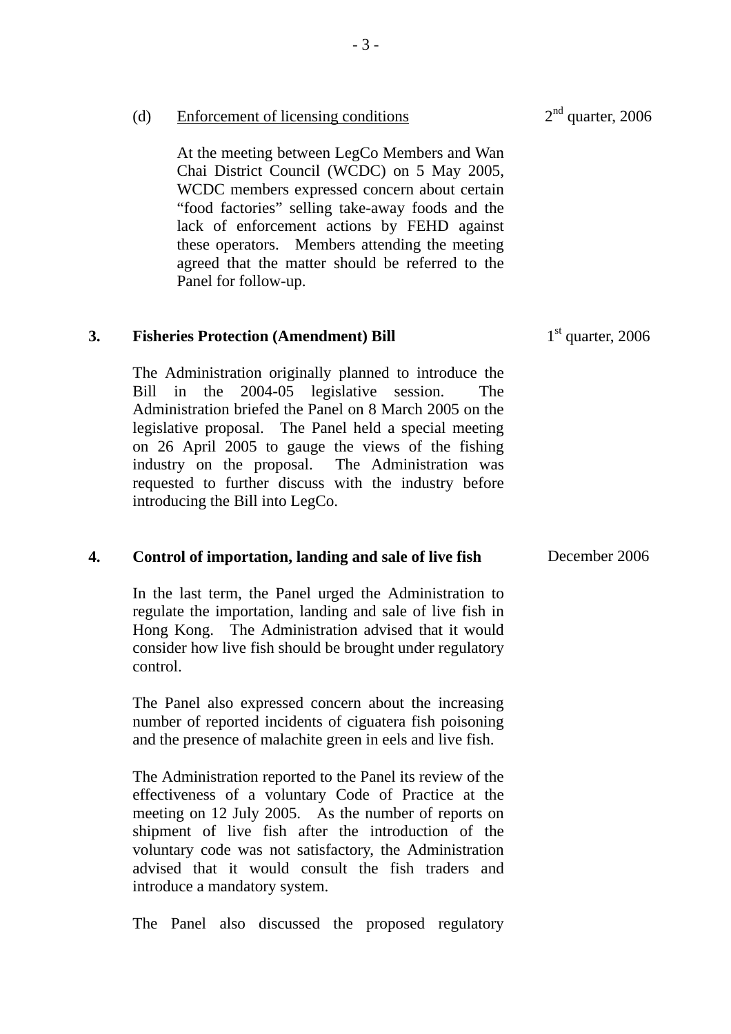(d) <u>Enforcement of licensing conditions</u> — 2nd quarter, 2006

At the meeting between LegCo Members and Wan Chai District Council (WCDC) on 5 May 2005, WCDC members expressed concern about certain "food factories" selling take-away foods and the lack of enforcement actions by FEHD against these operators. Members attending the meeting agreed that the matter should be referred to the Panel for follow-up.

**3. Fisheries Protection (Amendment) Bill** — 1st quarter, 2006

The Administration originally planned to introduce the Bill in the 2004-05 legislative session. The Administration briefed the Panel on 8 March 2005 on the legislative proposal. The Panel held a special meeting on 26 April 2005 to gauge the views of the fishing industry on the proposal. The Administration was requested to further discuss with the industry before introducing the Bill into LegCo.

**4. Control of importation, landing and sale of live fish** — December 2006

In the last term, the Panel urged the Administration to regulate the importation, landing and sale of live fish in Hong Kong. The Administration advised that it would consider how live fish should be brought under regulatory control.

The Panel also expressed concern about the increasing number of reported incidents of ciguatera fish poisoning and the presence of malachite green in eels and live fish.

The Administration reported to the Panel its review of the effectiveness of a voluntary Code of Practice at the meeting on 12 July 2005. As the number of reports on shipment of live fish after the introduction of the voluntary code was not satisfactory, the Administration advised that it would consult the fish traders and introduce a mandatory system.

The Panel also discussed the proposed regulatory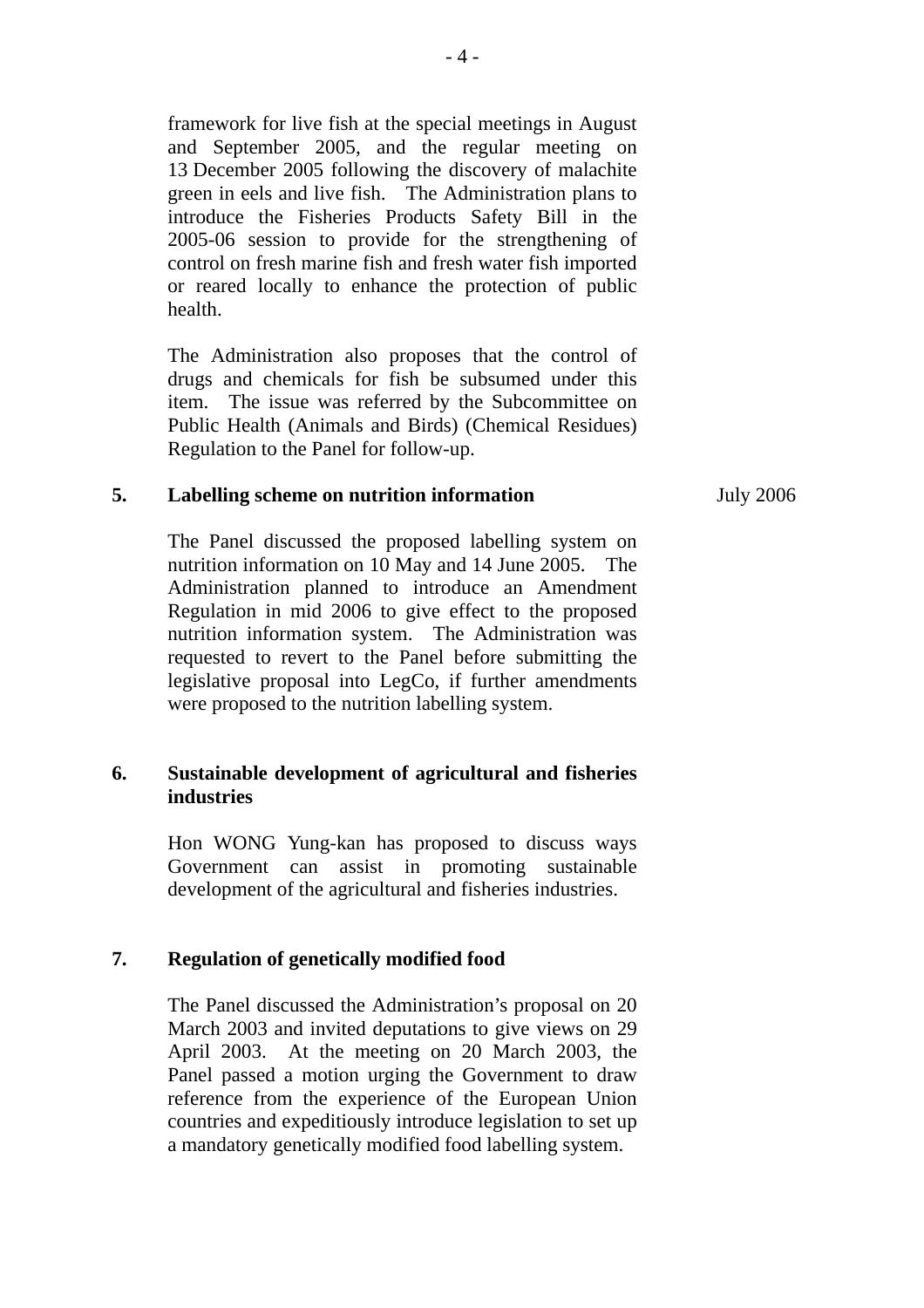framework for live fish at the special meetings in August and September 2005, and the regular meeting on 13 December 2005 following the discovery of malachite green in eels and live fish. The Administration plans to introduce the Fisheries Products Safety Bill in the 2005-06 session to provide for the strengthening of control on fresh marine fish and fresh water fish imported or reared locally to enhance the protection of public health.

The Administration also proposes that the control of drugs and chemicals for fish be subsumed under this item. The issue was referred by the Subcommittee on Public Health (Animals and Birds) (Chemical Residues) Regulation to the Panel for follow-up.

**5. Labelling scheme on nutrition information** — July 2006

The Panel discussed the proposed labelling system on nutrition information on 10 May and 14 June 2005. The Administration planned to introduce an Amendment Regulation in mid 2006 to give effect to the proposed nutrition information system. The Administration was requested to revert to the Panel before submitting the legislative proposal into LegCo, if further amendments were proposed to the nutrition labelling system.

**6. Sustainable development of agricultural and fisheries industries**

Hon WONG Yung-kan has proposed to discuss ways Government can assist in promoting sustainable development of the agricultural and fisheries industries.

**7. Regulation of genetically modified food**

The Panel discussed the Administration's proposal on 20 March 2003 and invited deputations to give views on 29 April 2003. At the meeting on 20 March 2003, the Panel passed a motion urging the Government to draw reference from the experience of the European Union countries and expeditiously introduce legislation to set up a mandatory genetically modified food labelling system.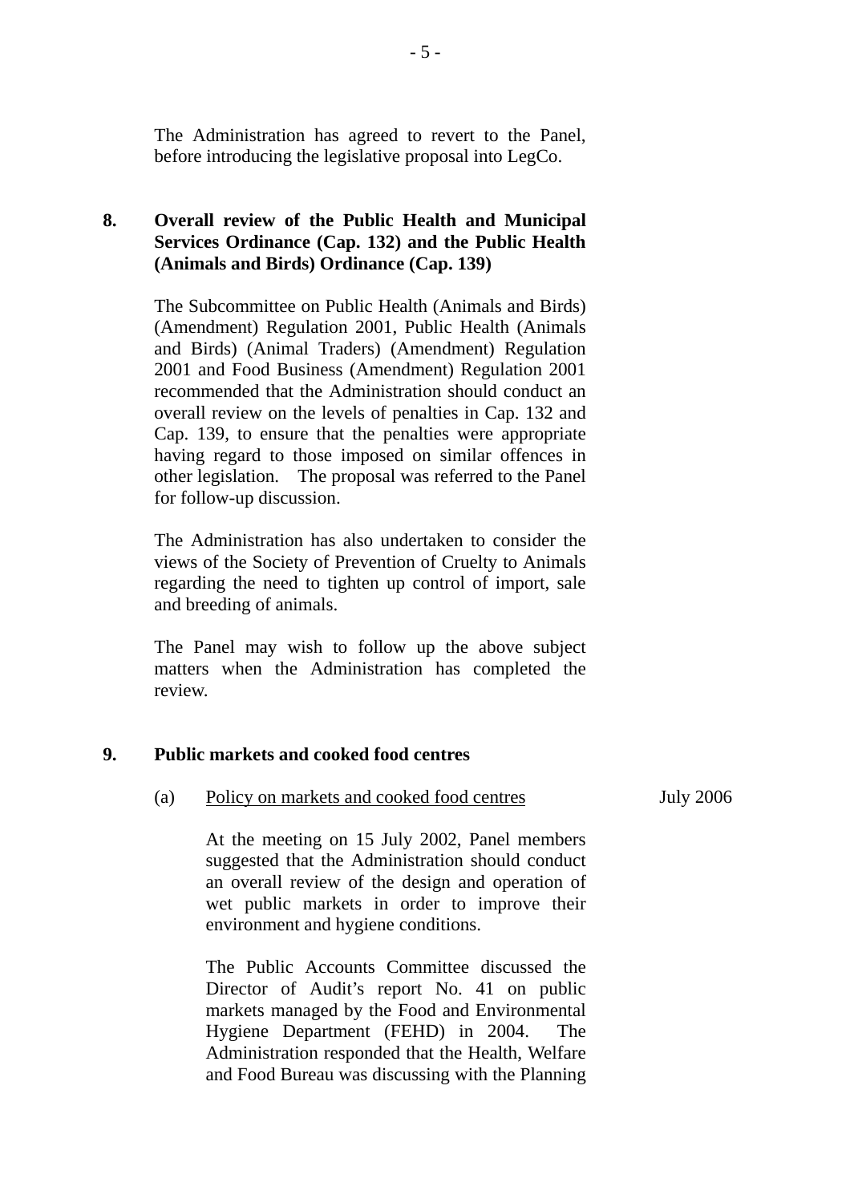The Administration has agreed to revert to the Panel, before introducing the legislative proposal into LegCo.

**8. Overall review of the Public Health and Municipal Services Ordinance (Cap. 132) and the Public Health (Animals and Birds) Ordinance (Cap. 139)**

The Subcommittee on Public Health (Animals and Birds) (Amendment) Regulation 2001, Public Health (Animals and Birds) (Animal Traders) (Amendment) Regulation 2001 and Food Business (Amendment) Regulation 2001 recommended that the Administration should conduct an overall review on the levels of penalties in Cap. 132 and Cap. 139, to ensure that the penalties were appropriate having regard to those imposed on similar offences in other legislation. The proposal was referred to the Panel for follow-up discussion.

The Administration has also undertaken to consider the views of the Society of Prevention of Cruelty to Animals regarding the need to tighten up control of import, sale and breeding of animals.

The Panel may wish to follow up the above subject matters when the Administration has completed the review.

**9. Public markets and cooked food centres**

(a) Policy on markets and cooked food centres — July 2006

At the meeting on 15 July 2002, Panel members suggested that the Administration should conduct an overall review of the design and operation of wet public markets in order to improve their environment and hygiene conditions.

The Public Accounts Committee discussed the Director of Audit's report No. 41 on public markets managed by the Food and Environmental Hygiene Department (FEHD) in 2004. The Administration responded that the Health, Welfare and Food Bureau was discussing with the Planning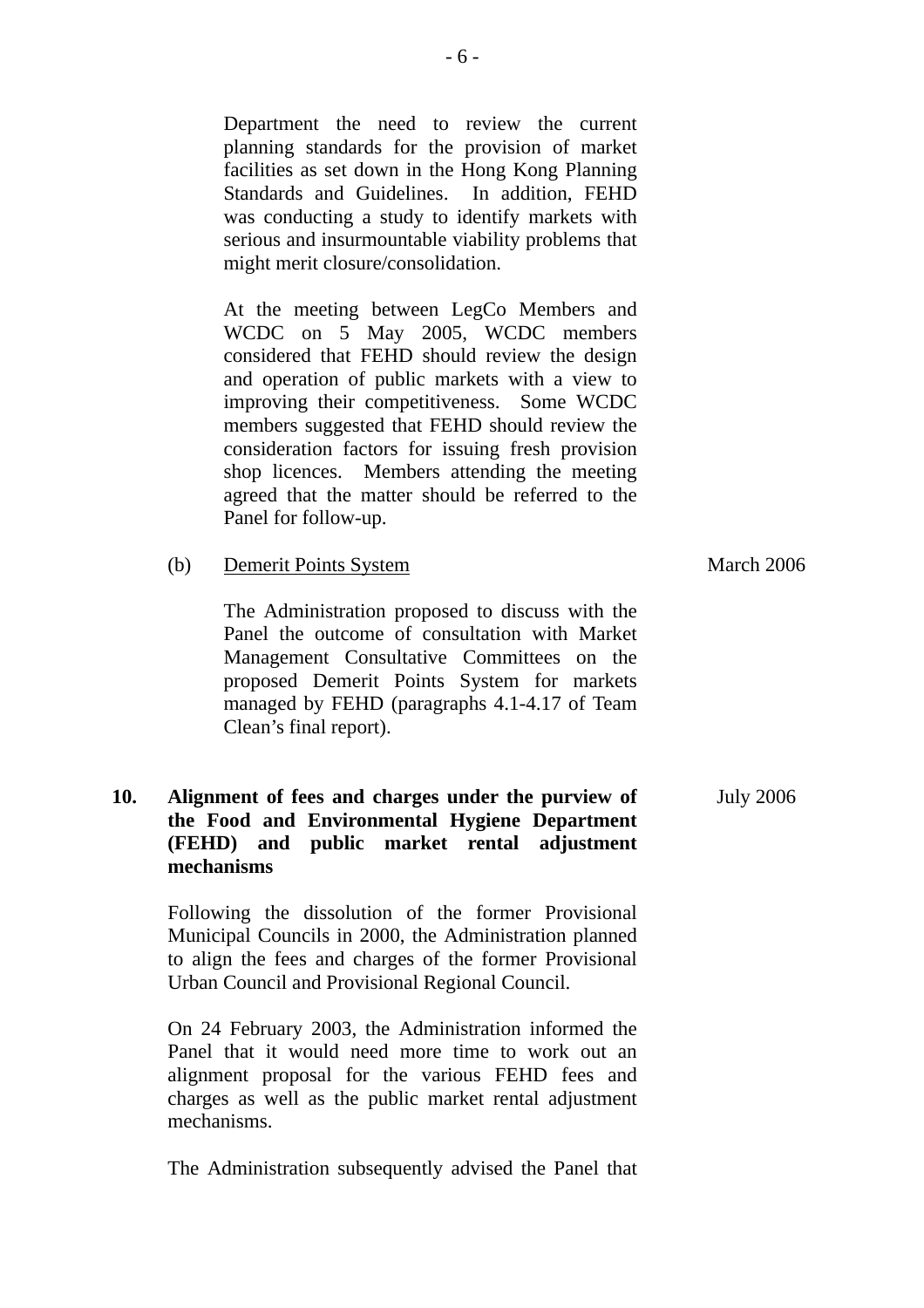Department the need to review the current planning standards for the provision of market facilities as set down in the Hong Kong Planning Standards and Guidelines. In addition, FEHD was conducting a study to identify markets with serious and insurmountable viability problems that might merit closure/consolidation.

At the meeting between LegCo Members and WCDC on 5 May 2005, WCDC members considered that FEHD should review the design and operation of public markets with a view to improving their competitiveness. Some WCDC members suggested that FEHD should review the consideration factors for issuing fresh provision shop licences. Members attending the meeting agreed that the matter should be referred to the Panel for follow-up.

(b) Demerit Points System — March 2006

The Administration proposed to discuss with the Panel the outcome of consultation with Market Management Consultative Committees on the proposed Demerit Points System for markets managed by FEHD (paragraphs 4.1-4.17 of Team Clean's final report).

**10. Alignment of fees and charges under the purview of the Food and Environmental Hygiene Department (FEHD) and public market rental adjustment mechanisms** — July 2006

Following the dissolution of the former Provisional Municipal Councils in 2000, the Administration planned to align the fees and charges of the former Provisional Urban Council and Provisional Regional Council.

On 24 February 2003, the Administration informed the Panel that it would need more time to work out an alignment proposal for the various FEHD fees and charges as well as the public market rental adjustment mechanisms.

The Administration subsequently advised the Panel that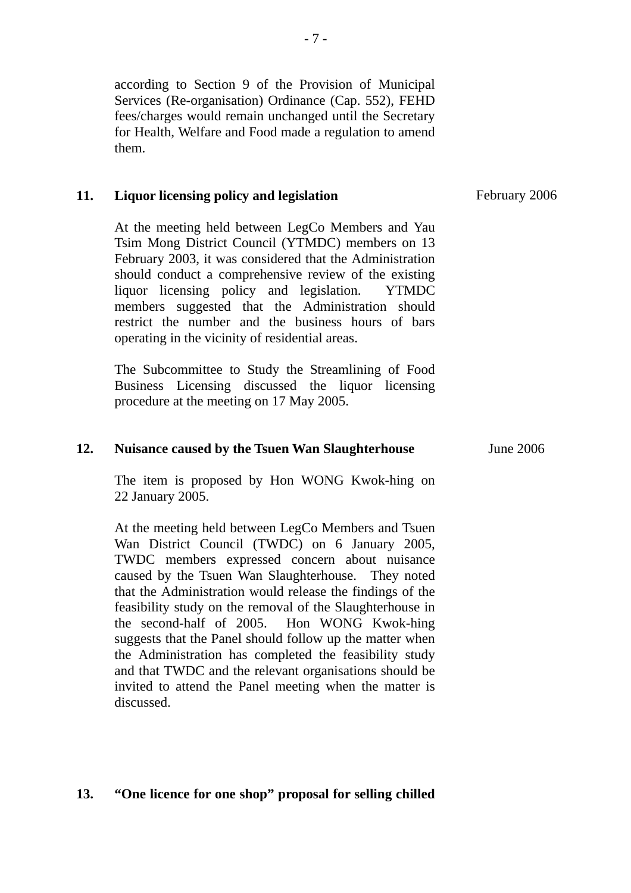according to Section 9 of the Provision of Municipal Services (Re-organisation) Ordinance (Cap. 552), FEHD fees/charges would remain unchanged until the Secretary for Health, Welfare and Food made a regulation to amend them.

**11. Liquor licensing policy and legislation** — February 2006

At the meeting held between LegCo Members and Yau Tsim Mong District Council (YTMDC) members on 13 February 2003, it was considered that the Administration should conduct a comprehensive review of the existing liquor licensing policy and legislation. YTMDC members suggested that the Administration should restrict the number and the business hours of bars operating in the vicinity of residential areas.

The Subcommittee to Study the Streamlining of Food Business Licensing discussed the liquor licensing procedure at the meeting on 17 May 2005.

**12. Nuisance caused by the Tsuen Wan Slaughterhouse** — June 2006

The item is proposed by Hon WONG Kwok-hing on 22 January 2005.

At the meeting held between LegCo Members and Tsuen Wan District Council (TWDC) on 6 January 2005, TWDC members expressed concern about nuisance caused by the Tsuen Wan Slaughterhouse. They noted that the Administration would release the findings of the feasibility study on the removal of the Slaughterhouse in the second-half of 2005. Hon WONG Kwok-hing suggests that the Panel should follow up the matter when the Administration has completed the feasibility study and that TWDC and the relevant organisations should be invited to attend the Panel meeting when the matter is discussed.

**13. "One licence for one shop" proposal for selling chilled**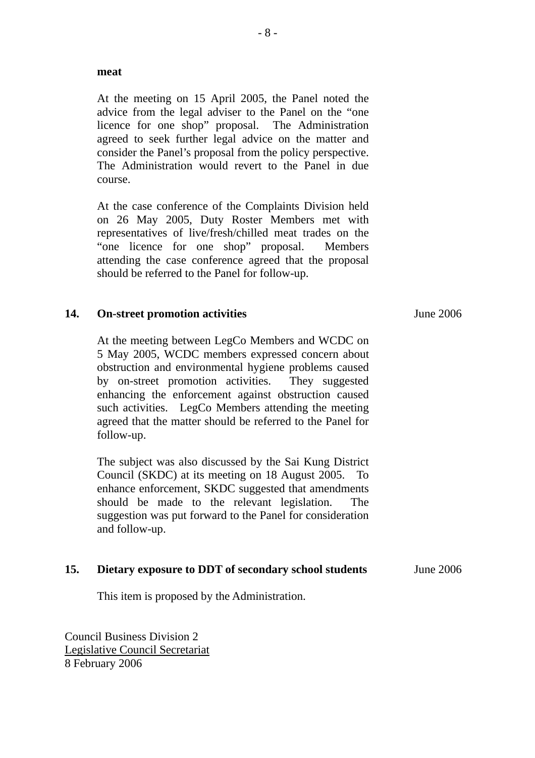**meat**

At the meeting on 15 April 2005, the Panel noted the advice from the legal adviser to the Panel on the "one licence for one shop" proposal. The Administration agreed to seek further legal advice on the matter and consider the Panel's proposal from the policy perspective. The Administration would revert to the Panel in due course.

At the case conference of the Complaints Division held on 26 May 2005, Duty Roster Members met with representatives of live/fresh/chilled meat trades on the "one licence for one shop" proposal. Members attending the case conference agreed that the proposal should be referred to the Panel for follow-up.

**14. On-street promotion activities** June 2006

At the meeting between LegCo Members and WCDC on 5 May 2005, WCDC members expressed concern about obstruction and environmental hygiene problems caused by on-street promotion activities. They suggested enhancing the enforcement against obstruction caused such activities. LegCo Members attending the meeting agreed that the matter should be referred to the Panel for follow-up.

The subject was also discussed by the Sai Kung District Council (SKDC) at its meeting on 18 August 2005. To enhance enforcement, SKDC suggested that amendments should be made to the relevant legislation. The suggestion was put forward to the Panel for consideration and follow-up.

**15. Dietary exposure to DDT of secondary school students** June 2006

This item is proposed by the Administration.

Council Business Division 2
Legislative Council Secretariat
8 February 2006